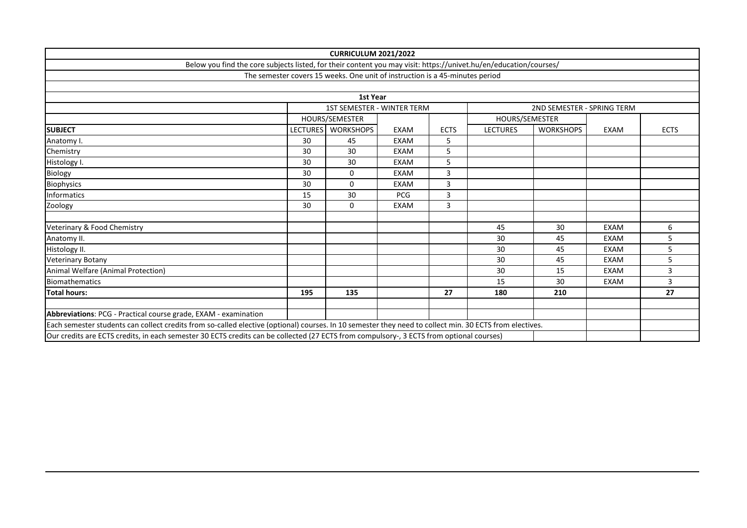# CURRICULUM 2021/2022

Below you find the core subjects listed, for their content you may visit: https://univet.hu/en/education/courses/

The semester covers 15 weeks. One unit of instruction is a 45-minutes period

## 1st Year

| | 1ST SEMESTER - WINTER TERM | | | | 2ND SEMESTER - SPRING TERM | | | |
|---|---|---|---|---|---|---|---|---|
| | HOURS/SEMESTER | | | | HOURS/SEMESTER | | | |
| **SUBJECT** | LECTURES | WORKSHOPS | EXAM | ECTS | LECTURES | WORKSHOPS | EXAM | ECTS |
| Anatomy I. | 30 | 45 | EXAM | 5 | | | | |
| Chemistry | 30 | 30 | EXAM | 5 | | | | |
| Histology I. | 30 | 30 | EXAM | 5 | | | | |
| Biology | 30 | 0 | EXAM | 3 | | | | |
| Biophysics | 30 | 0 | EXAM | 3 | | | | |
| Informatics | 15 | 30 | PCG | 3 | | | | |
| Zoology | 30 | 0 | EXAM | 3 | | | | |
| | | | | | | | | |
| Veterinary & Food Chemistry | | | | | 45 | 30 | EXAM | 6 |
| Anatomy II. | | | | | 30 | 45 | EXAM | 5 |
| Histology II. | | | | | 30 | 45 | EXAM | 5 |
| Veterinary Botany | | | | | 30 | 45 | EXAM | 5 |
| Animal Welfare (Animal Protection) | | | | | 30 | 15 | EXAM | 3 |
| Biomathematics | | | | | 15 | 30 | EXAM | 3 |
| **Total hours:** | **195** | **135** | | **27** | **180** | **210** | | **27** |

**Abbreviations**: PCG - Practical course grade, EXAM - examination

Each semester students can collect credits from so-called elective (optional) courses. In 10 semester they need to collect min. 30 ECTS from electives.

Our credits are ECTS credits, in each semester 30 ECTS credits can be collected (27 ECTS from compulsory-, 3 ECTS from optional courses)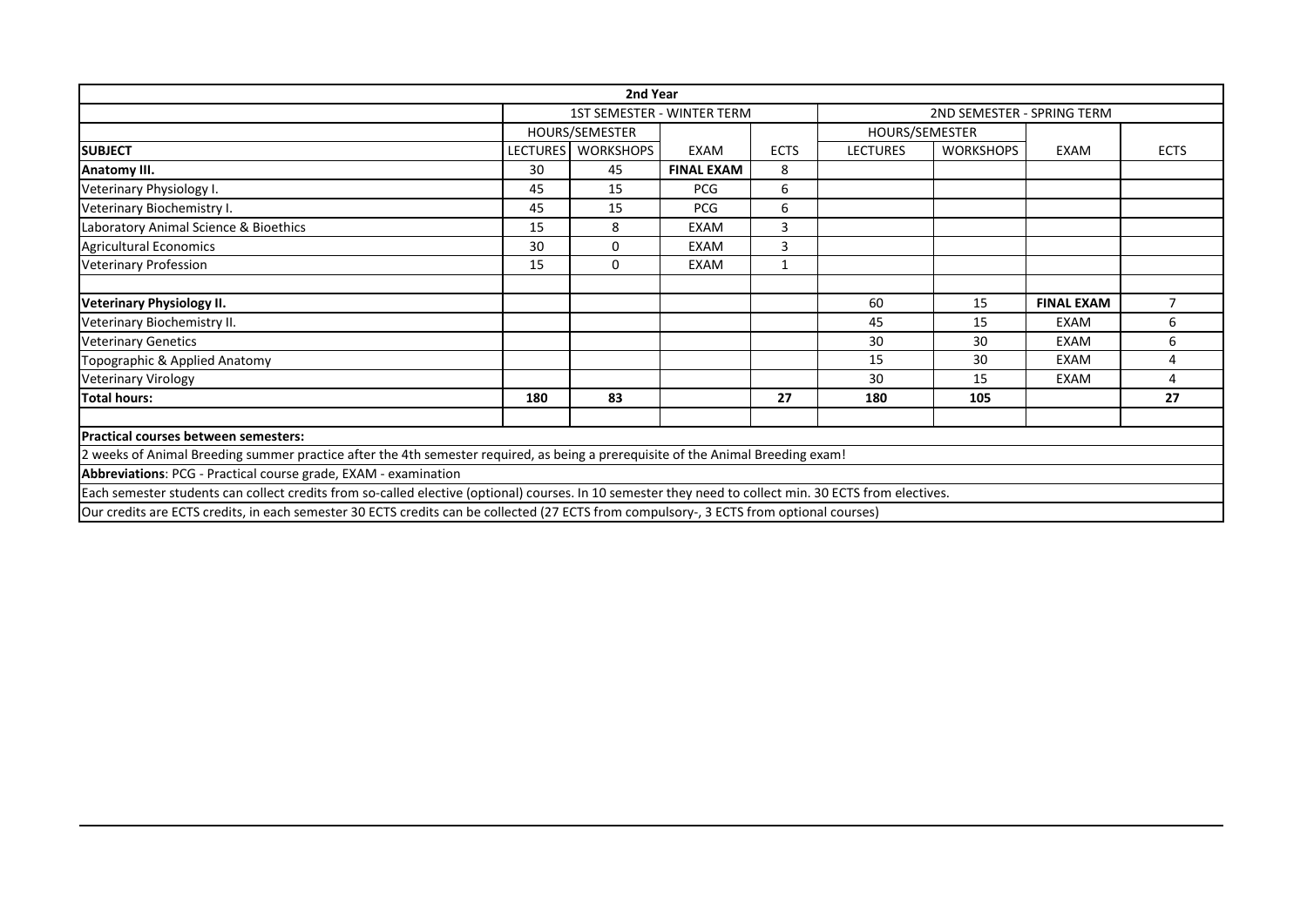| 2nd Year | | | | | | | | |
|---|---|---|---|---|---|---|---|---|
| | 1ST SEMESTER - WINTER TERM | | | | 2ND SEMESTER - SPRING TERM | | | |
| | HOURS/SEMESTER | | | | HOURS/SEMESTER | | | |
| **SUBJECT** | LECTURES | WORKSHOPS | EXAM | ECTS | LECTURES | WORKSHOPS | EXAM | ECTS |
| **Anatomy III.** | 30 | 45 | **FINAL EXAM** | 8 | | | | |
| Veterinary Physiology I. | 45 | 15 | PCG | 6 | | | | |
| Veterinary Biochemistry I. | 45 | 15 | PCG | 6 | | | | |
| Laboratory Animal Science & Bioethics | 15 | 8 | EXAM | 3 | | | | |
| Agricultural Economics | 30 | 0 | EXAM | 3 | | | | |
| Veterinary Profession | 15 | 0 | EXAM | 1 | | | | |
| | | | | | | | | |
| **Veterinary Physiology II.** | | | | | 60 | 15 | **FINAL EXAM** | 7 |
| Veterinary Biochemistry II. | | | | | 45 | 15 | EXAM | 6 |
| Veterinary Genetics | | | | | 30 | 30 | EXAM | 6 |
| Topographic & Applied Anatomy | | | | | 15 | 30 | EXAM | 4 |
| Veterinary Virology | | | | | 30 | 15 | EXAM | 4 |
| **Total hours:** | **180** | **83** | | **27** | **180** | **105** | | **27** |

**Practical courses between semesters:**

2 weeks of Animal Breeding summer practice after the 4th semester required, as being a prerequisite of the Animal Breeding exam!

**Abbreviations**: PCG - Practical course grade, EXAM - examination

Each semester students can collect credits from so-called elective (optional) courses. In 10 semester they need to collect min. 30 ECTS from electives.

Our credits are ECTS credits, in each semester 30 ECTS credits can be collected (27 ECTS from compulsory-, 3 ECTS from optional courses)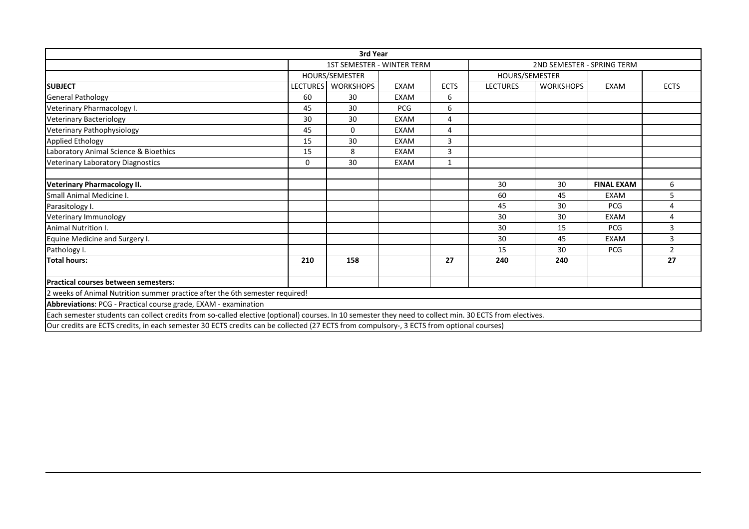| 3rd Year | | | | | | | | |
|---|---|---|---|---|---|---|---|---|
| | 1ST SEMESTER - WINTER TERM | | | | 2ND SEMESTER - SPRING TERM | | | |
| | HOURS/SEMESTER | | | | HOURS/SEMESTER | | | |
| **SUBJECT** | LECTURES | WORKSHOPS | EXAM | ECTS | LECTURES | WORKSHOPS | EXAM | ECTS |
| General Pathology | 60 | 30 | EXAM | 6 | | | | |
| Veterinary Pharmacology I. | 45 | 30 | PCG | 6 | | | | |
| Veterinary Bacteriology | 30 | 30 | EXAM | 4 | | | | |
| Veterinary Pathophysiology | 45 | 0 | EXAM | 4 | | | | |
| Applied Ethology | 15 | 30 | EXAM | 3 | | | | |
| Laboratory Animal Science & Bioethics | 15 | 8 | EXAM | 3 | | | | |
| Veterinary Laboratory Diagnostics | 0 | 30 | EXAM | 1 | | | | |
| | | | | | | | | |
| **Veterinary Pharmacology II.** | | | | | 30 | 30 | **FINAL EXAM** | 6 |
| Small Animal Medicine I. | | | | | 60 | 45 | EXAM | 5 |
| Parasitology I. | | | | | 45 | 30 | PCG | 4 |
| Veterinary Immunology | | | | | 30 | 30 | EXAM | 4 |
| Animal Nutrition I. | | | | | 30 | 15 | PCG | 3 |
| Equine Medicine and Surgery I. | | | | | 30 | 45 | EXAM | 3 |
| Pathology I. | | | | | 15 | 30 | PCG | 2 |
| **Total hours:** | **210** | **158** | | **27** | **240** | **240** | | **27** |
| | | | | | | | | |
| **Practical courses between semesters:** | | | | | | | | |
| 2 weeks of Animal Nutrition summer practice after the 6th semester required! | | | | | | | | |
| **Abbreviations**: PCG - Practical course grade, EXAM - examination | | | | | | | | |
| Each semester students can collect credits from so-called elective (optional) courses. In 10 semester they need to collect min. 30 ECTS from electives. | | | | | | | | |
| Our credits are ECTS credits, in each semester 30 ECTS credits can be collected (27 ECTS from compulsory-, 3 ECTS from optional courses) | | | | | | | | |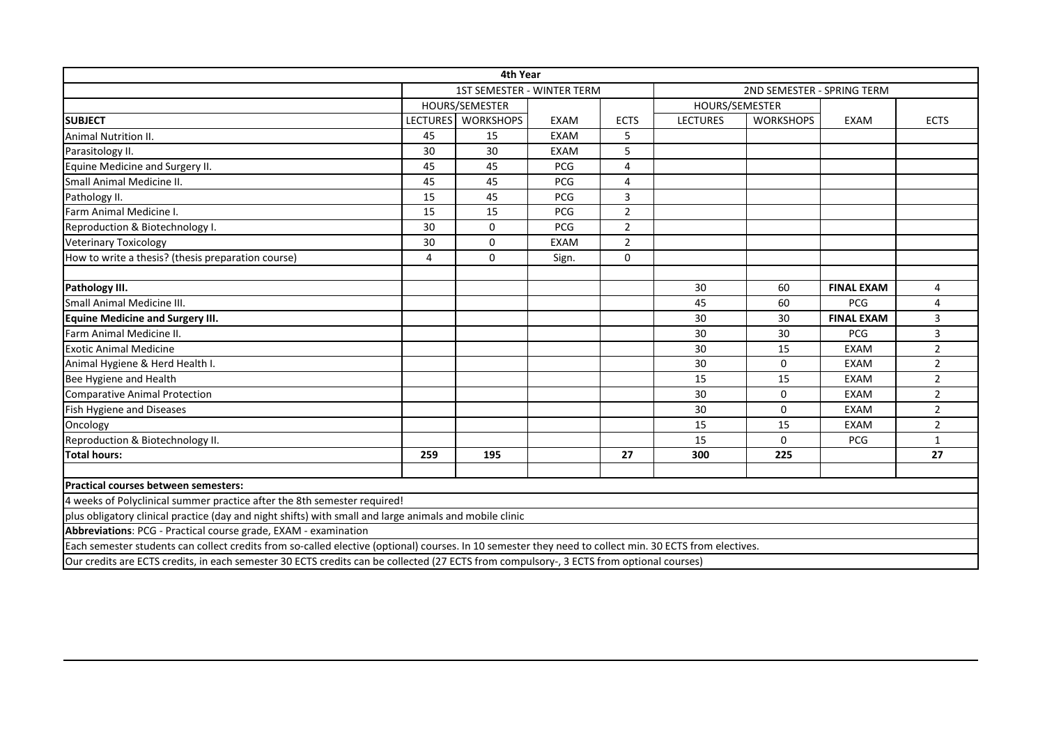| 4th Year | | | | | | | | |
|---|---|---|---|---|---|---|---|---|
| | 1ST SEMESTER - WINTER TERM | | | | 2ND SEMESTER - SPRING TERM | | | |
| | HOURS/SEMESTER | | | | HOURS/SEMESTER | | | |
| **SUBJECT** | LECTURES | WORKSHOPS | EXAM | ECTS | LECTURES | WORKSHOPS | EXAM | ECTS |
| Animal Nutrition II. | 45 | 15 | EXAM | 5 | | | | |
| Parasitology II. | 30 | 30 | EXAM | 5 | | | | |
| Equine Medicine and Surgery II. | 45 | 45 | PCG | 4 | | | | |
| Small Animal Medicine II. | 45 | 45 | PCG | 4 | | | | |
| Pathology II. | 15 | 45 | PCG | 3 | | | | |
| Farm Animal Medicine I. | 15 | 15 | PCG | 2 | | | | |
| Reproduction & Biotechnology I. | 30 | 0 | PCG | 2 | | | | |
| Veterinary Toxicology | 30 | 0 | EXAM | 2 | | | | |
| How to write a thesis? (thesis preparation course) | 4 | 0 | Sign. | 0 | | | | |
| | | | | | | | | |
| **Pathology III.** | | | | | 30 | 60 | **FINAL EXAM** | 4 |
| Small Animal Medicine III. | | | | | 45 | 60 | PCG | 4 |
| **Equine Medicine and Surgery III.** | | | | | 30 | 30 | **FINAL EXAM** | 3 |
| Farm Animal Medicine II. | | | | | 30 | 30 | PCG | 3 |
| Exotic Animal Medicine | | | | | 30 | 15 | EXAM | 2 |
| Animal Hygiene & Herd Health I. | | | | | 30 | 0 | EXAM | 2 |
| Bee Hygiene and Health | | | | | 15 | 15 | EXAM | 2 |
| Comparative Animal Protection | | | | | 30 | 0 | EXAM | 2 |
| Fish Hygiene and Diseases | | | | | 30 | 0 | EXAM | 2 |
| Oncology | | | | | 15 | 15 | EXAM | 2 |
| Reproduction & Biotechnology II. | | | | | 15 | 0 | PCG | 1 |
| **Total hours:** | **259** | **195** | | **27** | **300** | **225** | | **27** |
| | | | | | | | | |
| **Practical courses between semesters:** | | | | | | | | |
| 4 weeks of Polyclinical summer practice after the 8th semester required! | | | | | | | | |
| plus obligatory clinical practice (day and night shifts) with small and large animals and mobile clinic | | | | | | | | |
| **Abbreviations**: PCG - Practical course grade, EXAM - examination | | | | | | | | |
| Each semester students can collect credits from so-called elective (optional) courses. In 10 semester they need to collect min. 30 ECTS from electives. | | | | | | | | |
| Our credits are ECTS credits, in each semester 30 ECTS credits can be collected (27 ECTS from compulsory-, 3 ECTS from optional courses) | | | | | | | | |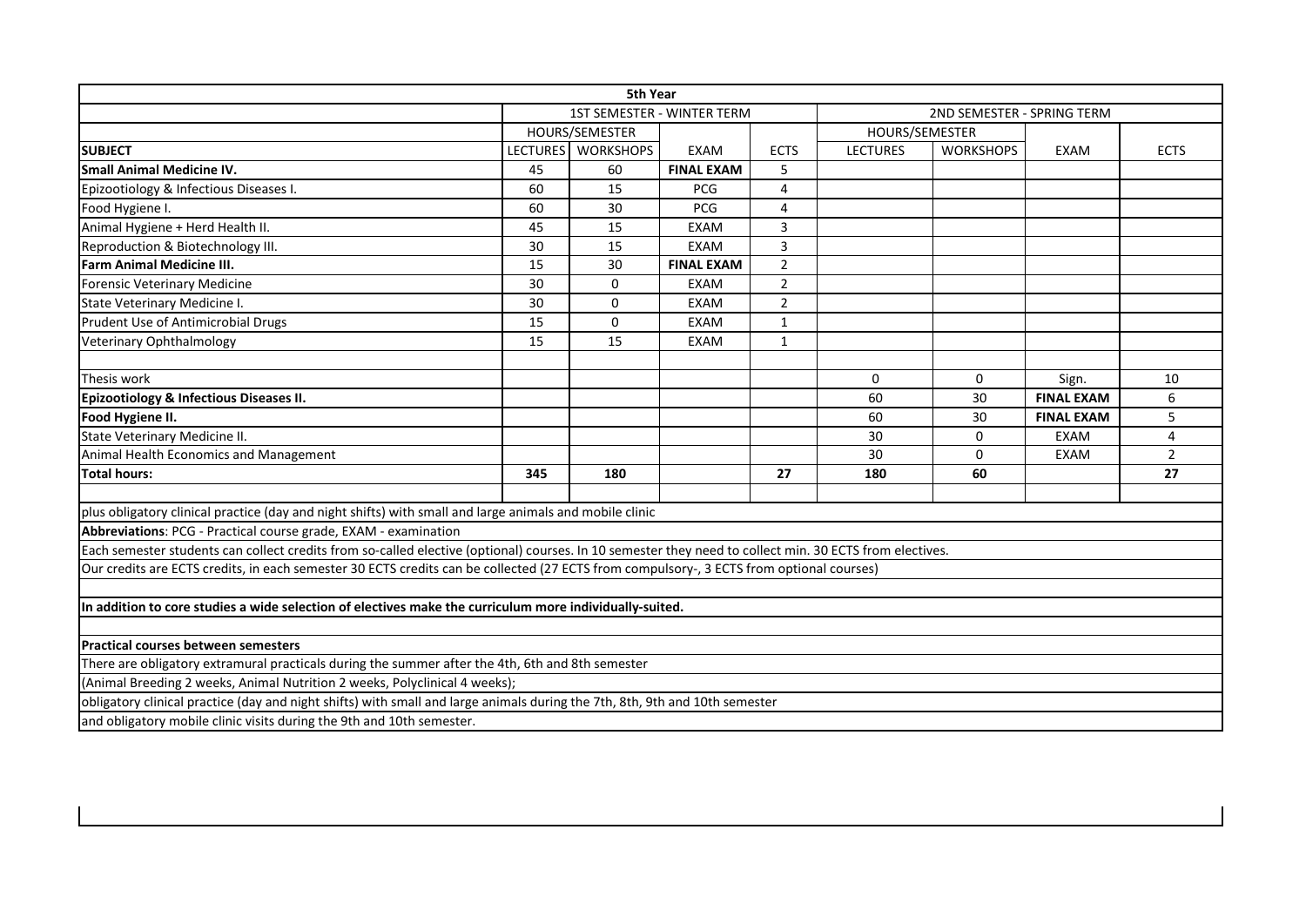| 5th Year | | | | | | | | |
|---|---|---|---|---|---|---|---|---|
| | 1ST SEMESTER - WINTER TERM | | | | 2ND SEMESTER - SPRING TERM | | | |
| | HOURS/SEMESTER | | | | HOURS/SEMESTER | | | |
| **SUBJECT** | LECTURES | WORKSHOPS | EXAM | ECTS | LECTURES | WORKSHOPS | EXAM | ECTS |
| **Small Animal Medicine IV.** | 45 | 60 | **FINAL EXAM** | 5 | | | | |
| Epizootiology & Infectious Diseases I. | 60 | 15 | PCG | 4 | | | | |
| Food Hygiene I. | 60 | 30 | PCG | 4 | | | | |
| Animal Hygiene + Herd Health II. | 45 | 15 | EXAM | 3 | | | | |
| Reproduction & Biotechnology III. | 30 | 15 | EXAM | 3 | | | | |
| **Farm Animal Medicine III.** | 15 | 30 | **FINAL EXAM** | 2 | | | | |
| Forensic Veterinary Medicine | 30 | 0 | EXAM | 2 | | | | |
| State Veterinary Medicine I. | 30 | 0 | EXAM | 2 | | | | |
| Prudent Use of Antimicrobial Drugs | 15 | 0 | EXAM | 1 | | | | |
| Veterinary Ophthalmology | 15 | 15 | EXAM | 1 | | | | |
| | | | | | | | | |
| Thesis work | | | | | 0 | 0 | Sign. | 10 |
| **Epizootiology & Infectious Diseases II.** | | | | | 60 | 30 | **FINAL EXAM** | 6 |
| **Food Hygiene II.** | | | | | 60 | 30 | **FINAL EXAM** | 5 |
| State Veterinary Medicine II. | | | | | 30 | 0 | EXAM | 4 |
| Animal Health Economics and Management | | | | | 30 | 0 | EXAM | 2 |
| **Total hours:** | **345** | **180** | | **27** | **180** | **60** | | **27** |

plus obligatory clinical practice (day and night shifts) with small and large animals and mobile clinic

**Abbreviations**: PCG - Practical course grade, EXAM - examination

Each semester students can collect credits from so-called elective (optional) courses. In 10 semester they need to collect min. 30 ECTS from electives.

Our credits are ECTS credits, in each semester 30 ECTS credits can be collected (27 ECTS from compulsory-, 3 ECTS from optional courses)

**In addition to core studies a wide selection of electives make the curriculum more individually-suited.**

**Practical courses between semesters**

There are obligatory extramural practicals during the summer after the 4th, 6th and 8th semester

(Animal Breeding 2 weeks, Animal Nutrition 2 weeks, Polyclinical 4 weeks);

obligatory clinical practice (day and night shifts) with small and large animals during the 7th, 8th, 9th and 10th semester

and obligatory mobile clinic visits during the 9th and 10th semester.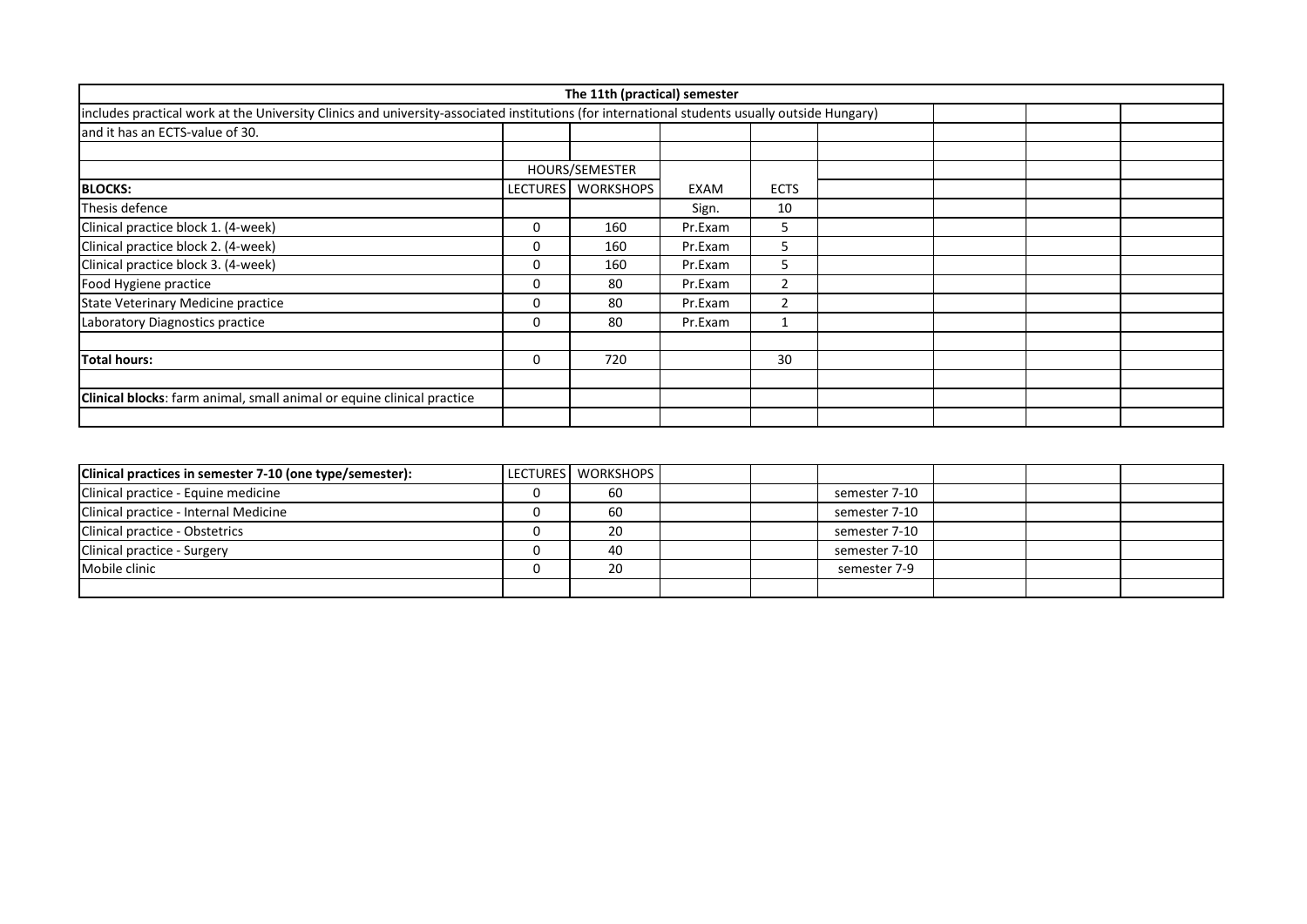## The 11th (practical) semester

includes practical work at the University Clinics and university-associated institutions (for international students usually outside Hungary)

and it has an ECTS-value of 30.

| | HOURS/SEMESTER | | | |
|---|---|---|---|---|
| **BLOCKS:** | LECTURES | WORKSHOPS | EXAM | ECTS |
| Thesis defence | | | Sign. | 10 |
| Clinical practice block 1. (4-week) | 0 | 160 | Pr.Exam | 5 |
| Clinical practice block 2. (4-week) | 0 | 160 | Pr.Exam | 5 |
| Clinical practice block 3. (4-week) | 0 | 160 | Pr.Exam | 5 |
| Food Hygiene practice | 0 | 80 | Pr.Exam | 2 |
| State Veterinary Medicine practice | 0 | 80 | Pr.Exam | 2 |
| Laboratory Diagnostics practice | 0 | 80 | Pr.Exam | 1 |
| **Total hours:** | 0 | 720 | | 30 |

**Clinical blocks**: farm animal, small animal or equine clinical practice

| **Clinical practices in semester 7-10 (one type/semester):** | LECTURES | WORKSHOPS | |
|---|---|---|---|
| Clinical practice - Equine medicine | 0 | 60 | semester 7-10 |
| Clinical practice - Internal Medicine | 0 | 60 | semester 7-10 |
| Clinical practice - Obstetrics | 0 | 20 | semester 7-10 |
| Clinical practice - Surgery | 0 | 40 | semester 7-10 |
| Mobile clinic | 0 | 20 | semester 7-9 |